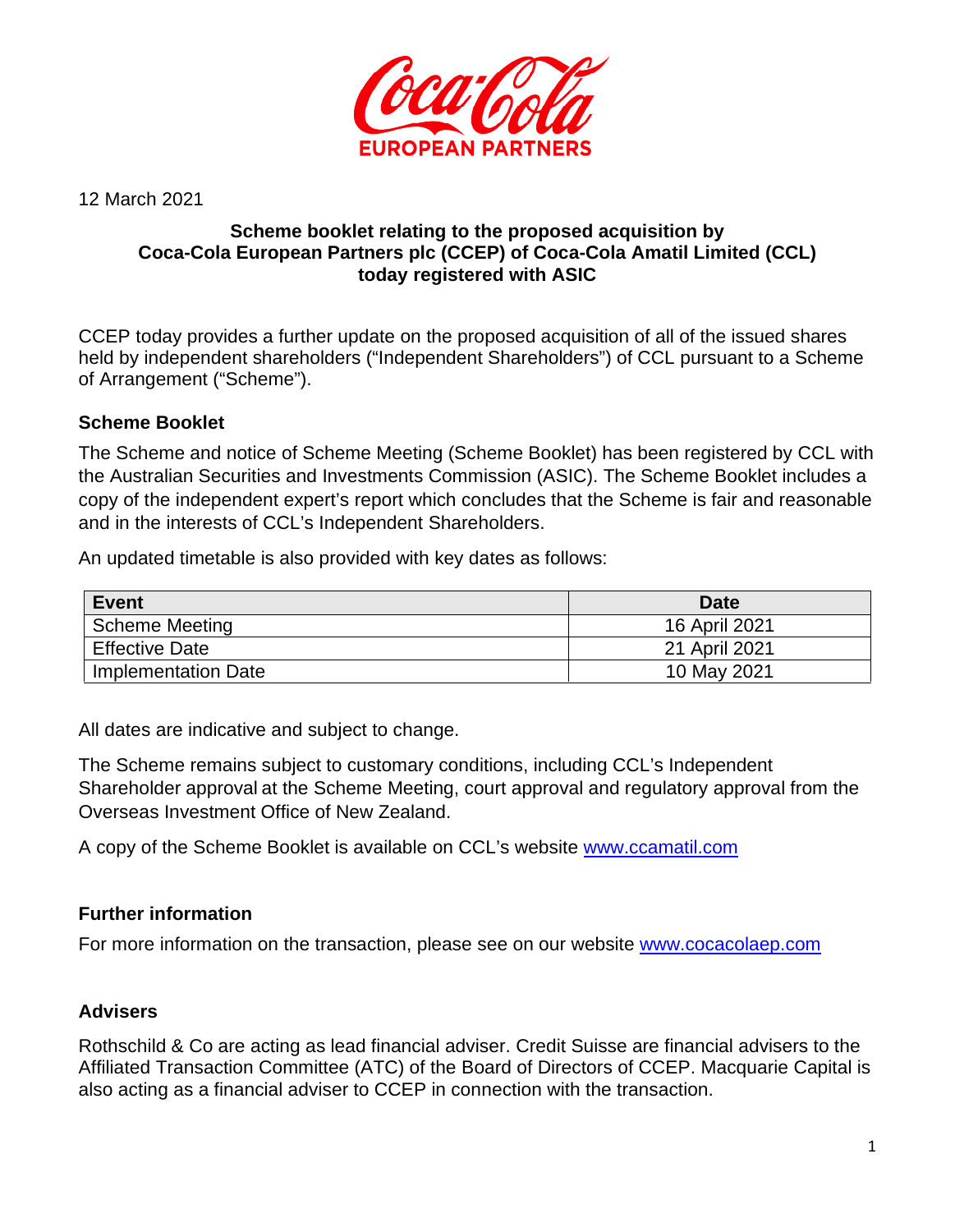12 March 2021

**Scheme booklet relating to the proposed acquisition by Coca-Cola European Partners plc (CCEP) of Coca-Cola Amatil Limited (CCL) today registered with ASIC**

CCEP today provides a further update on the proposed acquisition of all of the issued shares held by independent shareholders ("Independent Shareholders") of CCL pursuant to a Scheme of Arrangement ("Scheme").

## Scheme Booklet

The Scheme and notice of Scheme Meeting (Scheme Booklet) has been registered by CCL with the Australian Securities and Investments Commission (ASIC). The Scheme Booklet includes a copy of the independent expert's report which concludes that the Scheme is fair and reasonable and in the interests of CCL's Independent Shareholders.

An updated timetable is also provided with key dates as follows:

| Event | Date |
|---|---|
| Scheme Meeting | 16 April 2021 |
| Effective Date | 21 April 2021 |
| Implementation Date | 10 May 2021 |

All dates are indicative and subject to change.

The Scheme remains subject to customary conditions, including CCL's Independent Shareholder approval at the Scheme Meeting, court approval and regulatory approval from the Overseas Investment Office of New Zealand.

A copy of the Scheme Booklet is available on CCL's website www.ccamatil.com

## Further information

For more information on the transaction, please see on our website www.cocacolaep.com

## Advisers

Rothschild & Co are acting as lead financial adviser. Credit Suisse are financial advisers to the Affiliated Transaction Committee (ATC) of the Board of Directors of CCEP. Macquarie Capital is also acting as a financial adviser to CCEP in connection with the transaction.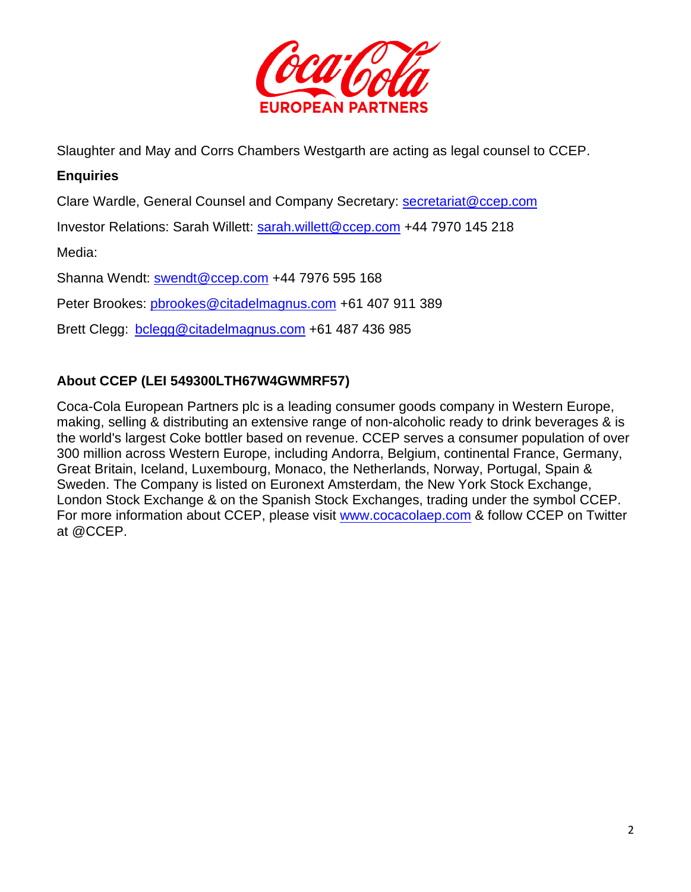Slaughter and May and Corrs Chambers Westgarth are acting as legal counsel to CCEP.

**Enquiries**

Clare Wardle, General Counsel and Company Secretary: secretariat@ccep.com

Investor Relations: Sarah Willett: sarah.willett@ccep.com +44 7970 145 218

Media:

Shanna Wendt: swendt@ccep.com +44 7976 595 168

Peter Brookes: pbrookes@citadelmagnus.com +61 407 911 389

Brett Clegg: bclegg@citadelmagnus.com +61 487 436 985

**About CCEP (LEI 549300LTH67W4GWMRF57)**

Coca-Cola European Partners plc is a leading consumer goods company in Western Europe, making, selling & distributing an extensive range of non-alcoholic ready to drink beverages & is the world's largest Coke bottler based on revenue. CCEP serves a consumer population of over 300 million across Western Europe, including Andorra, Belgium, continental France, Germany, Great Britain, Iceland, Luxembourg, Monaco, the Netherlands, Norway, Portugal, Spain & Sweden. The Company is listed on Euronext Amsterdam, the New York Stock Exchange, London Stock Exchange & on the Spanish Stock Exchanges, trading under the symbol CCEP. For more information about CCEP, please visit www.cocacolaep.com & follow CCEP on Twitter at @CCEP.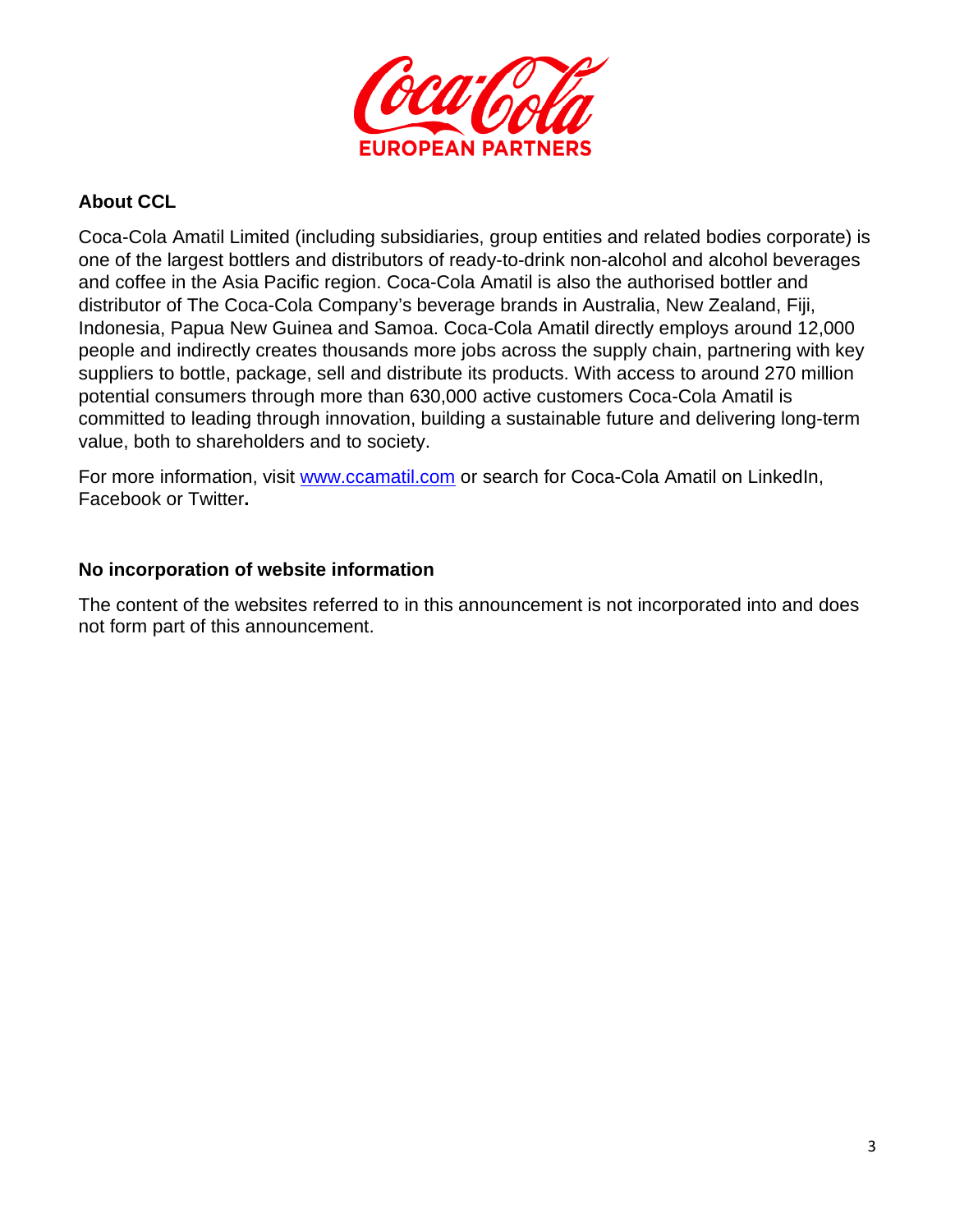## About CCL

Coca-Cola Amatil Limited (including subsidiaries, group entities and related bodies corporate) is one of the largest bottlers and distributors of ready-to-drink non-alcohol and alcohol beverages and coffee in the Asia Pacific region. Coca-Cola Amatil is also the authorised bottler and distributor of The Coca-Cola Company's beverage brands in Australia, New Zealand, Fiji, Indonesia, Papua New Guinea and Samoa. Coca-Cola Amatil directly employs around 12,000 people and indirectly creates thousands more jobs across the supply chain, partnering with key suppliers to bottle, package, sell and distribute its products. With access to around 270 million potential consumers through more than 630,000 active customers Coca-Cola Amatil is committed to leading through innovation, building a sustainable future and delivering long-term value, both to shareholders and to society.

For more information, visit www.ccamatil.com or search for Coca-Cola Amatil on LinkedIn, Facebook or Twitter**.**

## No incorporation of website information

The content of the websites referred to in this announcement is not incorporated into and does not form part of this announcement.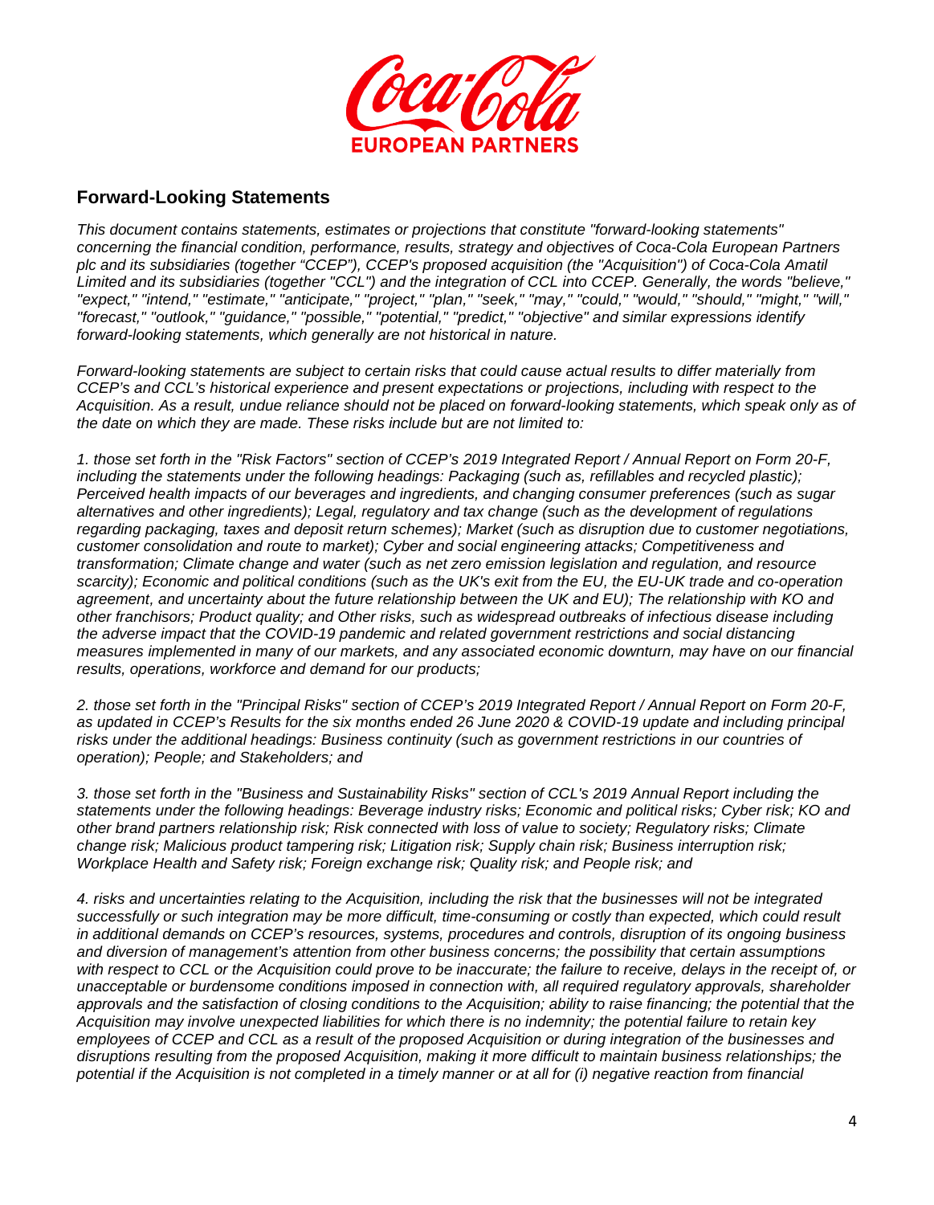## Forward-Looking Statements

*This document contains statements, estimates or projections that constitute "forward-looking statements" concerning the financial condition, performance, results, strategy and objectives of Coca-Cola European Partners plc and its subsidiaries (together "CCEP"), CCEP's proposed acquisition (the "Acquisition") of Coca-Cola Amatil Limited and its subsidiaries (together "CCL") and the integration of CCL into CCEP. Generally, the words "believe," "expect," "intend," "estimate," "anticipate," "project," "plan," "seek," "may," "could," "would," "should," "might," "will," "forecast," "outlook," "guidance," "possible," "potential," "predict," "objective" and similar expressions identify forward-looking statements, which generally are not historical in nature.*

*Forward-looking statements are subject to certain risks that could cause actual results to differ materially from CCEP's and CCL's historical experience and present expectations or projections, including with respect to the Acquisition. As a result, undue reliance should not be placed on forward-looking statements, which speak only as of the date on which they are made. These risks include but are not limited to:*

*1. those set forth in the "Risk Factors" section of CCEP's 2019 Integrated Report / Annual Report on Form 20-F, including the statements under the following headings: Packaging (such as, refillables and recycled plastic); Perceived health impacts of our beverages and ingredients, and changing consumer preferences (such as sugar alternatives and other ingredients); Legal, regulatory and tax change (such as the development of regulations regarding packaging, taxes and deposit return schemes); Market (such as disruption due to customer negotiations, customer consolidation and route to market); Cyber and social engineering attacks; Competitiveness and transformation; Climate change and water (such as net zero emission legislation and regulation, and resource scarcity); Economic and political conditions (such as the UK's exit from the EU, the EU-UK trade and co-operation agreement, and uncertainty about the future relationship between the UK and EU); The relationship with KO and other franchisors; Product quality; and Other risks, such as widespread outbreaks of infectious disease including the adverse impact that the COVID-19 pandemic and related government restrictions and social distancing measures implemented in many of our markets, and any associated economic downturn, may have on our financial results, operations, workforce and demand for our products;*

*2. those set forth in the "Principal Risks" section of CCEP's 2019 Integrated Report / Annual Report on Form 20-F, as updated in CCEP's Results for the six months ended 26 June 2020 & COVID-19 update and including principal risks under the additional headings: Business continuity (such as government restrictions in our countries of operation); People; and Stakeholders; and*

*3. those set forth in the "Business and Sustainability Risks" section of CCL's 2019 Annual Report including the statements under the following headings: Beverage industry risks; Economic and political risks; Cyber risk; KO and other brand partners relationship risk; Risk connected with loss of value to society; Regulatory risks; Climate change risk; Malicious product tampering risk; Litigation risk; Supply chain risk; Business interruption risk; Workplace Health and Safety risk; Foreign exchange risk; Quality risk; and People risk; and*

*4. risks and uncertainties relating to the Acquisition, including the risk that the businesses will not be integrated successfully or such integration may be more difficult, time-consuming or costly than expected, which could result in additional demands on CCEP's resources, systems, procedures and controls, disruption of its ongoing business and diversion of management's attention from other business concerns; the possibility that certain assumptions with respect to CCL or the Acquisition could prove to be inaccurate; the failure to receive, delays in the receipt of, or unacceptable or burdensome conditions imposed in connection with, all required regulatory approvals, shareholder approvals and the satisfaction of closing conditions to the Acquisition; ability to raise financing; the potential that the Acquisition may involve unexpected liabilities for which there is no indemnity; the potential failure to retain key employees of CCEP and CCL as a result of the proposed Acquisition or during integration of the businesses and disruptions resulting from the proposed Acquisition, making it more difficult to maintain business relationships; the potential if the Acquisition is not completed in a timely manner or at all for (i) negative reaction from financial*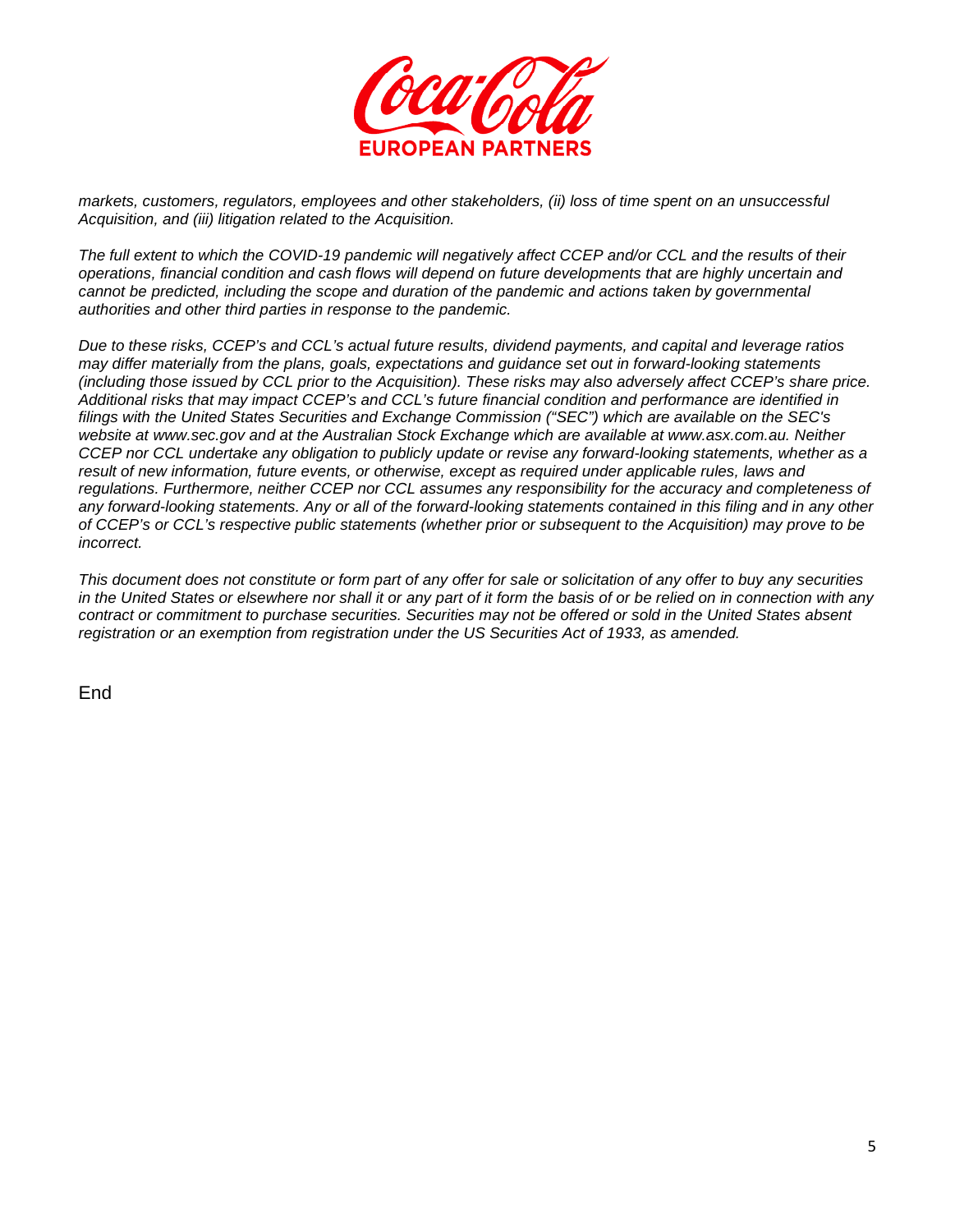*markets, customers, regulators, employees and other stakeholders, (ii) loss of time spent on an unsuccessful Acquisition, and (iii) litigation related to the Acquisition.*

*The full extent to which the COVID-19 pandemic will negatively affect CCEP and/or CCL and the results of their operations, financial condition and cash flows will depend on future developments that are highly uncertain and cannot be predicted, including the scope and duration of the pandemic and actions taken by governmental authorities and other third parties in response to the pandemic.*

*Due to these risks, CCEP's and CCL's actual future results, dividend payments, and capital and leverage ratios may differ materially from the plans, goals, expectations and guidance set out in forward-looking statements (including those issued by CCL prior to the Acquisition). These risks may also adversely affect CCEP's share price. Additional risks that may impact CCEP's and CCL's future financial condition and performance are identified in filings with the United States Securities and Exchange Commission ("SEC") which are available on the SEC's website at www.sec.gov and at the Australian Stock Exchange which are available at www.asx.com.au. Neither CCEP nor CCL undertake any obligation to publicly update or revise any forward-looking statements, whether as a result of new information, future events, or otherwise, except as required under applicable rules, laws and regulations. Furthermore, neither CCEP nor CCL assumes any responsibility for the accuracy and completeness of any forward-looking statements. Any or all of the forward-looking statements contained in this filing and in any other of CCEP's or CCL's respective public statements (whether prior or subsequent to the Acquisition) may prove to be incorrect.*

*This document does not constitute or form part of any offer for sale or solicitation of any offer to buy any securities in the United States or elsewhere nor shall it or any part of it form the basis of or be relied on in connection with any contract or commitment to purchase securities. Securities may not be offered or sold in the United States absent registration or an exemption from registration under the US Securities Act of 1933, as amended.*

End